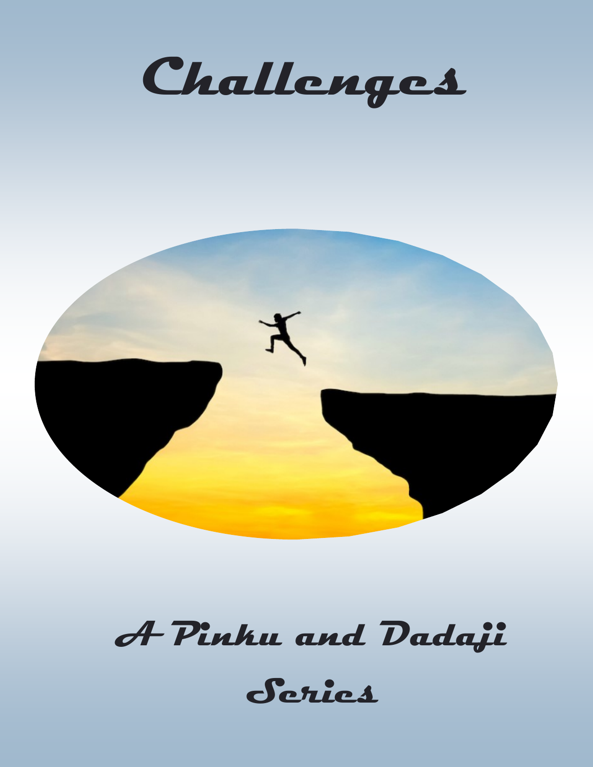# Challenges

A Pinku and Dadaji Series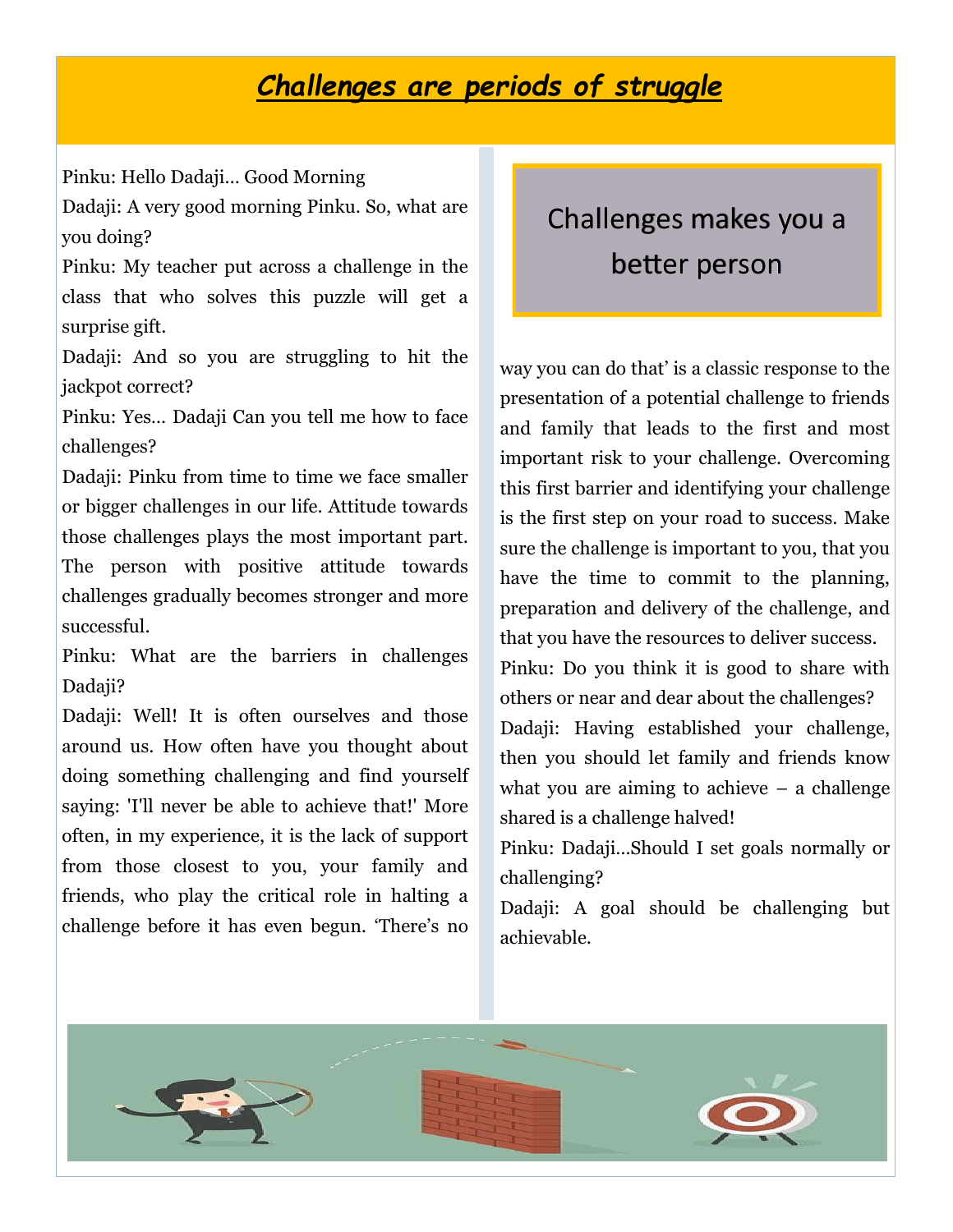# ***Challenges are periods of struggle***

Pinku: Hello Dadaji... Good Morning

Dadaji: A very good morning Pinku. So, what are you doing?

Pinku: My teacher put across a challenge in the class that who solves this puzzle will get a surprise gift.

Dadaji: And so you are struggling to hit the jackpot correct?

Pinku: Yes... Dadaji Can you tell me how to face challenges?

Dadaji: Pinku from time to time we face smaller or bigger challenges in our life. Attitude towards those challenges plays the most important part. The person with positive attitude towards challenges gradually becomes stronger and more successful.

Pinku: What are the barriers in challenges Dadaji?

Dadaji: Well! It is often ourselves and those around us. How often have you thought about doing something challenging and find yourself saying: 'I'll never be able to achieve that!' More often, in my experience, it is the lack of support from those closest to you, your family and friends, who play the critical role in halting a challenge before it has even begun. 'There's no way you can do that' is a classic response to the presentation of a potential challenge to friends and family that leads to the first and most important risk to your challenge. Overcoming this first barrier and identifying your challenge is the first step on your road to success. Make sure the challenge is important to you, that you have the time to commit to the planning, preparation and delivery of the challenge, and that you have the resources to deliver success.

> Challenges makes you a better person

Pinku: Do you think it is good to share with others or near and dear about the challenges?

Dadaji: Having established your challenge, then you should let family and friends know what you are aiming to achieve – a challenge shared is a challenge halved!

Pinku: Dadaji...Should I set goals normally or challenging?

Dadaji: A goal should be challenging but achievable.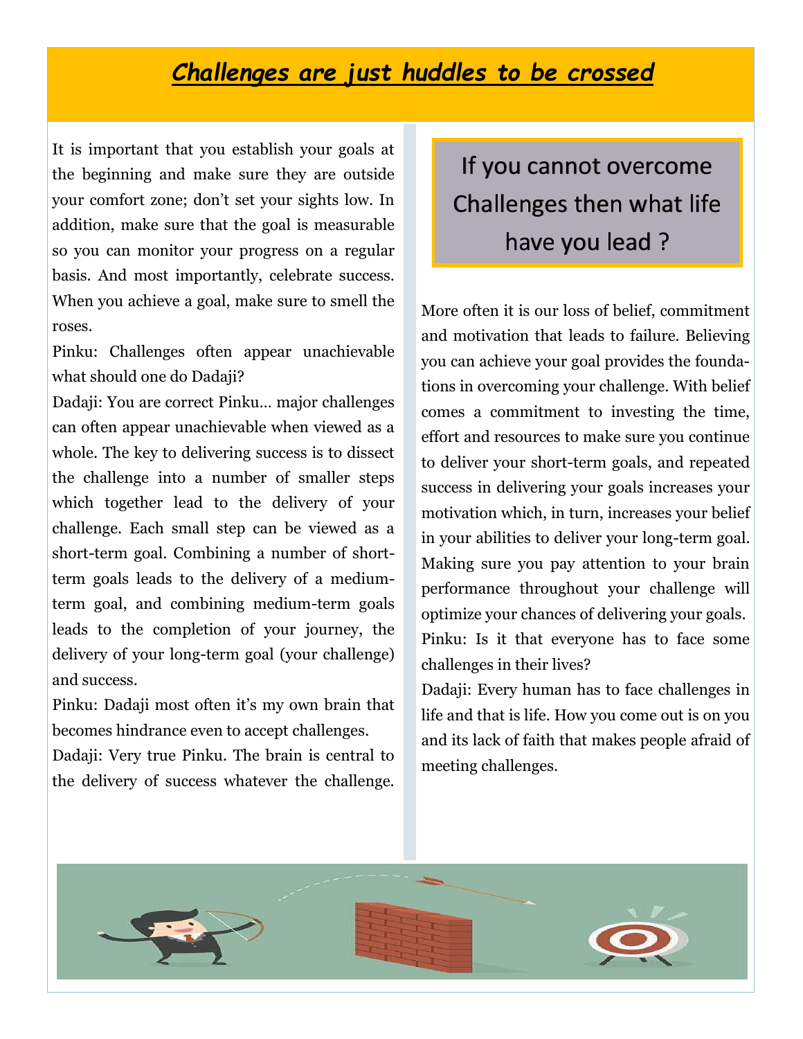## ***Challenges are just huddles to be crossed***

It is important that you establish your goals at the beginning and make sure they are outside your comfort zone; don't set your sights low. In addition, make sure that the goal is measurable so you can monitor your progress on a regular basis. And most importantly, celebrate success. When you achieve a goal, make sure to smell the roses.

Pinku: Challenges often appear unachievable what should one do Dadaji?

Dadaji: You are correct Pinku… major challenges can often appear unachievable when viewed as a whole. The key to delivering success is to dissect the challenge into a number of smaller steps which together lead to the delivery of your challenge. Each small step can be viewed as a short-term goal. Combining a number of short-term goals leads to the delivery of a medium-term goal, and combining medium-term goals leads to the completion of your journey, the delivery of your long-term goal (your challenge) and success.

Pinku: Dadaji most often it's my own brain that becomes hindrance even to accept challenges.

Dadaji: Very true Pinku. The brain is central to the delivery of success whatever the challenge.

> If you cannot overcome Challenges then what life have you lead ?

More often it is our loss of belief, commitment and motivation that leads to failure. Believing you can achieve your goal provides the foundations in overcoming your challenge. With belief comes a commitment to investing the time, effort and resources to make sure you continue to deliver your short-term goals, and repeated success in delivering your goals increases your motivation which, in turn, increases your belief in your abilities to deliver your long-term goal. Making sure you pay attention to your brain performance throughout your challenge will optimize your chances of delivering your goals.

Pinku: Is it that everyone has to face some challenges in their lives?

Dadaji: Every human has to face challenges in life and that is life. How you come out is on you and its lack of faith that makes people afraid of meeting challenges.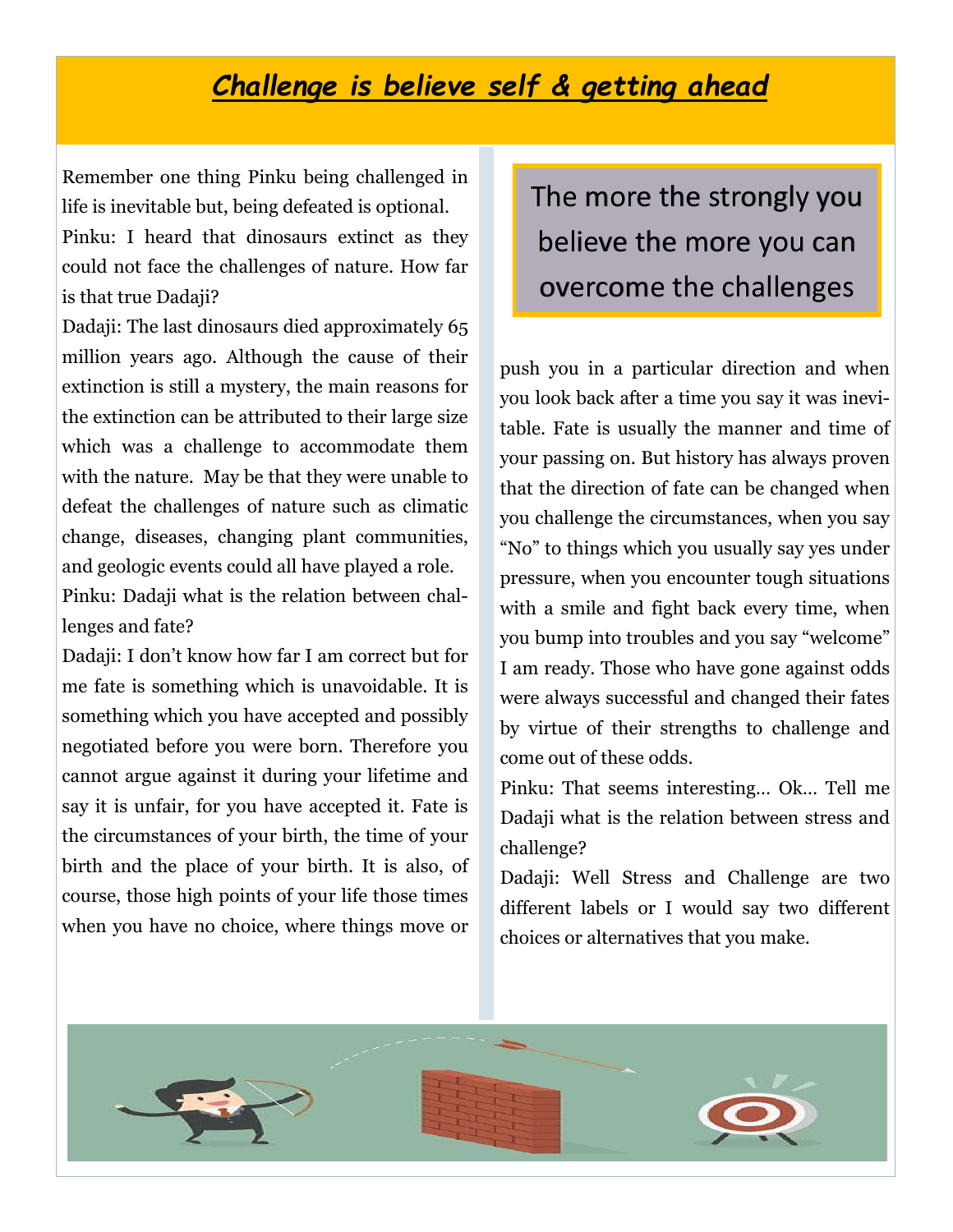## ***Challenge is believe self & getting ahead***

Remember one thing Pinku being challenged in life is inevitable but, being defeated is optional.

Pinku: I heard that dinosaurs extinct as they could not face the challenges of nature. How far is that true Dadaji?

Dadaji: The last dinosaurs died approximately 65 million years ago. Although the cause of their extinction is still a mystery, the main reasons for the extinction can be attributed to their large size which was a challenge to accommodate them with the nature. May be that they were unable to defeat the challenges of nature such as climatic change, diseases, changing plant communities, and geologic events could all have played a role.

Pinku: Dadaji what is the relation between challenges and fate?

Dadaji: I don't know how far I am correct but for me fate is something which is unavoidable. It is something which you have accepted and possibly negotiated before you were born. Therefore you cannot argue against it during your lifetime and say it is unfair, for you have accepted it. Fate is the circumstances of your birth, the time of your birth and the place of your birth. It is also, of course, those high points of your life those times when you have no choice, where things move or push you in a particular direction and when you look back after a time you say it was inevitable. Fate is usually the manner and time of your passing on. But history has always proven that the direction of fate can be changed when you challenge the circumstances, when you say "No" to things which you usually say yes under pressure, when you encounter tough situations with a smile and fight back every time, when you bump into troubles and you say "welcome" I am ready. Those who have gone against odds were always successful and changed their fates by virtue of their strengths to challenge and come out of these odds.

> The more the strongly you believe the more you can overcome the challenges

Pinku: That seems interesting… Ok… Tell me Dadaji what is the relation between stress and challenge?

Dadaji: Well Stress and Challenge are two different labels or I would say two different choices or alternatives that you make.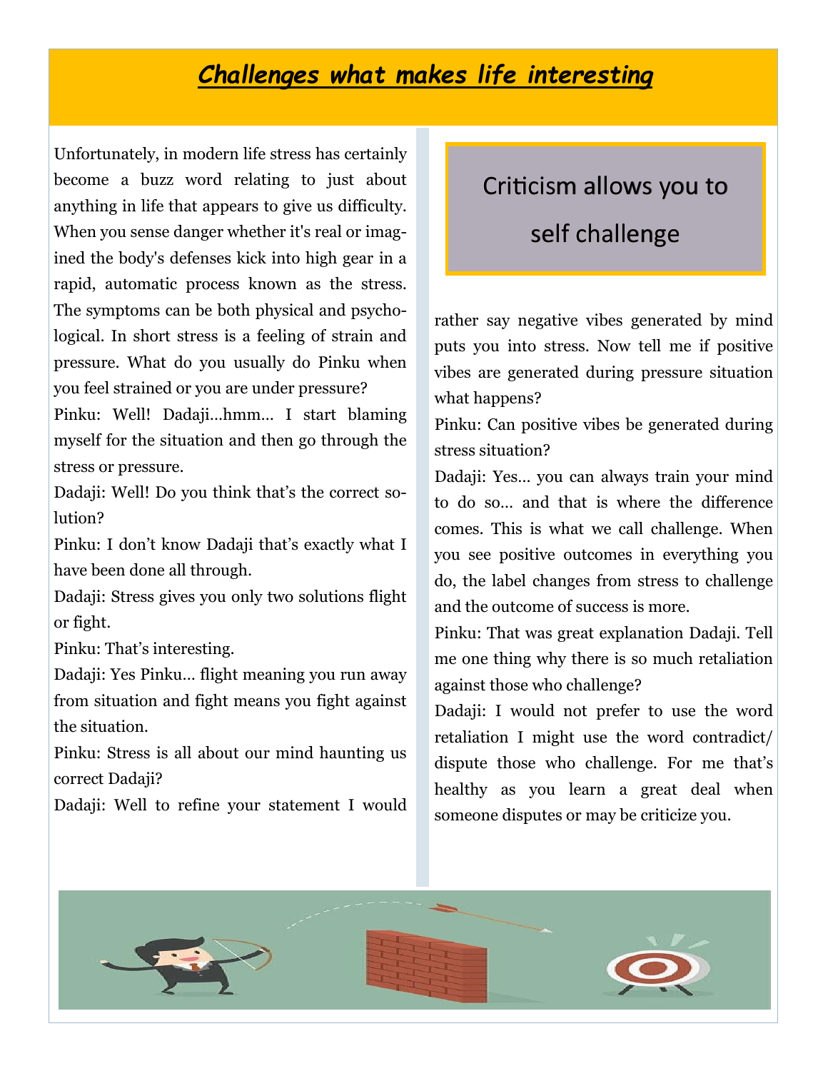# *Challenges what makes life interesting*

Unfortunately, in modern life stress has certainly become a buzz word relating to just about anything in life that appears to give us difficulty. When you sense danger whether it's real or imagined the body's defenses kick into high gear in a rapid, automatic process known as the stress. The symptoms can be both physical and psychological. In short stress is a feeling of strain and pressure. What do you usually do Pinku when you feel strained or you are under pressure?

Pinku: Well! Dadaji…hmm… I start blaming myself for the situation and then go through the stress or pressure.

Dadaji: Well! Do you think that's the correct solution?

Pinku: I don't know Dadaji that's exactly what I have been done all through.

Dadaji: Stress gives you only two solutions flight or fight.

Pinku: That's interesting.

Dadaji: Yes Pinku… flight meaning you run away from situation and fight means you fight against the situation.

Pinku: Stress is all about our mind haunting us correct Dadaji?

Dadaji: Well to refine your statement I would rather say negative vibes generated by mind puts you into stress. Now tell me if positive vibes are generated during pressure situation what happens?

Pinku: Can positive vibes be generated during stress situation?

Dadaji: Yes… you can always train your mind to do so… and that is where the difference comes. This is what we call challenge. When you see positive outcomes in everything you do, the label changes from stress to challenge and the outcome of success is more.

Pinku: That was great explanation Dadaji. Tell me one thing why there is so much retaliation against those who challenge?

Dadaji: I would not prefer to use the word retaliation I might use the word contradict/ dispute those who challenge. For me that's healthy as you learn a great deal when someone disputes or may be criticize you.

> Criticism allows you to self challenge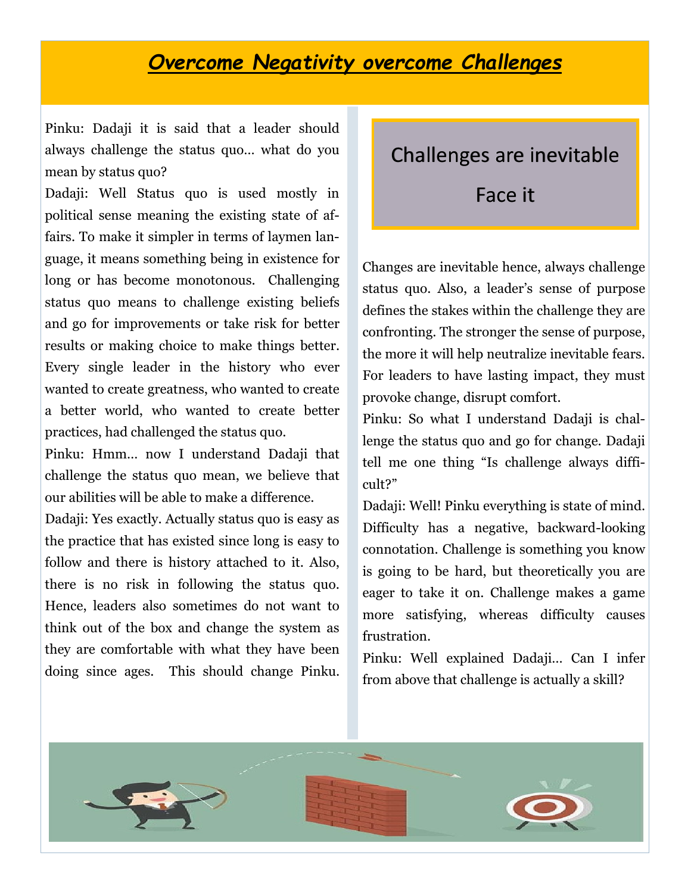# ***Overcome Negativity overcome Challenges***

Pinku: Dadaji it is said that a leader should always challenge the status quo… what do you mean by status quo?

Dadaji: Well Status quo is used mostly in political sense meaning the existing state of affairs. To make it simpler in terms of laymen language, it means something being in existence for long or has become monotonous. Challenging status quo means to challenge existing beliefs and go for improvements or take risk for better results or making choice to make things better. Every single leader in the history who ever wanted to create greatness, who wanted to create a better world, who wanted to create better practices, had challenged the status quo.

Pinku: Hmm… now I understand Dadaji that challenge the status quo mean, we believe that our abilities will be able to make a difference.

Dadaji: Yes exactly. Actually status quo is easy as the practice that has existed since long is easy to follow and there is history attached to it. Also, there is no risk in following the status quo. Hence, leaders also sometimes do not want to think out of the box and change the system as they are comfortable with what they have been doing since ages. This should change Pinku.

> Challenges are inevitable
>
> Face it

Changes are inevitable hence, always challenge status quo. Also, a leader's sense of purpose defines the stakes within the challenge they are confronting. The stronger the sense of purpose, the more it will help neutralize inevitable fears. For leaders to have lasting impact, they must provoke change, disrupt comfort.

Pinku: So what I understand Dadaji is challenge the status quo and go for change. Dadaji tell me one thing "Is challenge always difficult?"

Dadaji: Well! Pinku everything is state of mind. Difficulty has a negative, backward-looking connotation. Challenge is something you know is going to be hard, but theoretically you are eager to take it on. Challenge makes a game more satisfying, whereas difficulty causes frustration.

Pinku: Well explained Dadaji… Can I infer from above that challenge is actually a skill?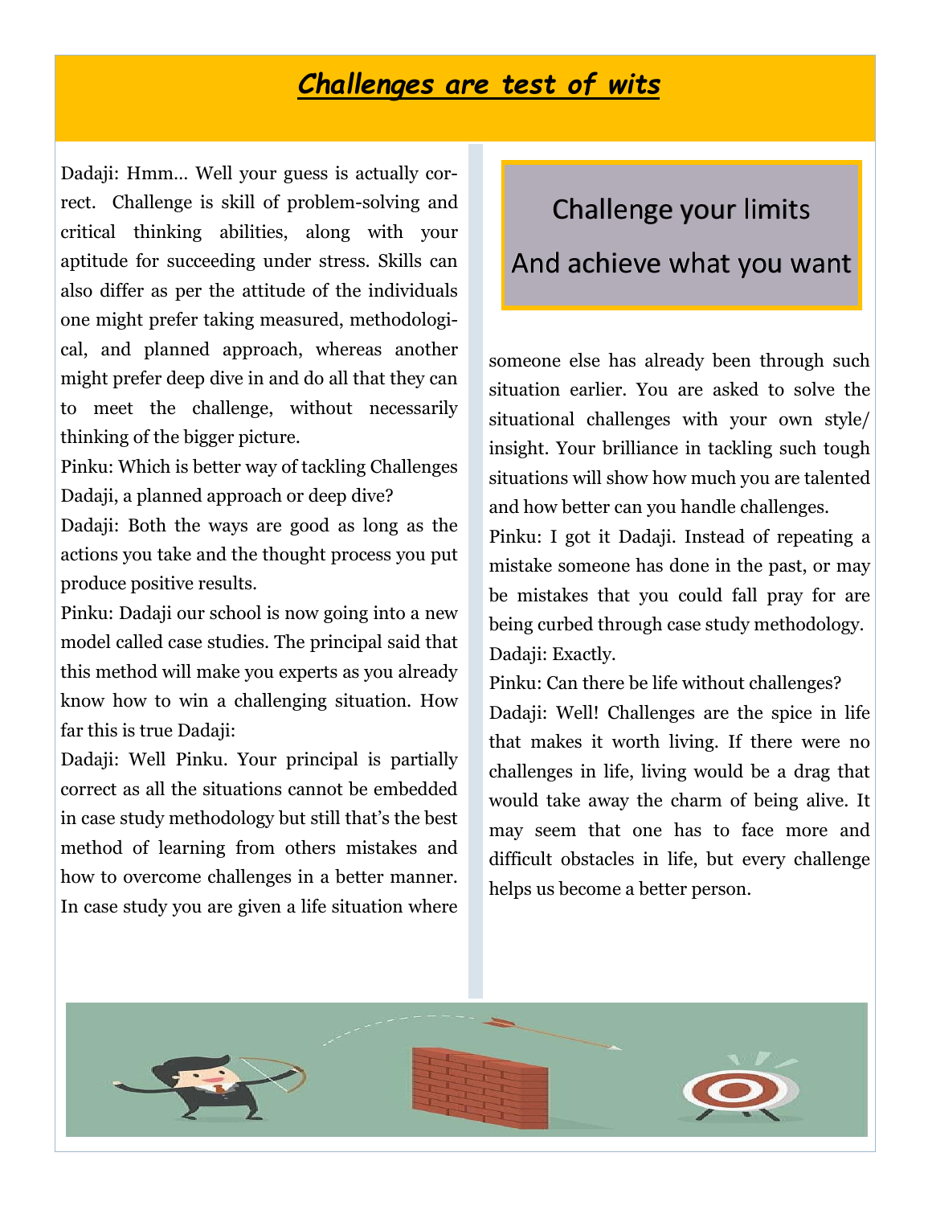# *Challenges are test of wits*

Dadaji: Hmm… Well your guess is actually correct. Challenge is skill of problem-solving and critical thinking abilities, along with your aptitude for succeeding under stress. Skills can also differ as per the attitude of the individuals one might prefer taking measured, methodological, and planned approach, whereas another might prefer deep dive in and do all that they can to meet the challenge, without necessarily thinking of the bigger picture.

Pinku: Which is better way of tackling Challenges Dadaji, a planned approach or deep dive?

Dadaji: Both the ways are good as long as the actions you take and the thought process you put produce positive results.

Pinku: Dadaji our school is now going into a new model called case studies. The principal said that this method will make you experts as you already know how to win a challenging situation. How far this is true Dadaji:

Dadaji: Well Pinku. Your principal is partially correct as all the situations cannot be embedded in case study methodology but still that's the best method of learning from others mistakes and how to overcome challenges in a better manner. In case study you are given a life situation where someone else has already been through such situation earlier. You are asked to solve the situational challenges with your own style/ insight. Your brilliance in tackling such tough situations will show how much you are talented and how better can you handle challenges.

> Challenge your limits
> And achieve what you want

Pinku: I got it Dadaji. Instead of repeating a mistake someone has done in the past, or may be mistakes that you could fall pray for are being curbed through case study methodology.

Dadaji: Exactly.

Pinku: Can there be life without challenges?

Dadaji: Well! Challenges are the spice in life that makes it worth living. If there were no challenges in life, living would be a drag that would take away the charm of being alive. It may seem that one has to face more and difficult obstacles in life, but every challenge helps us become a better person.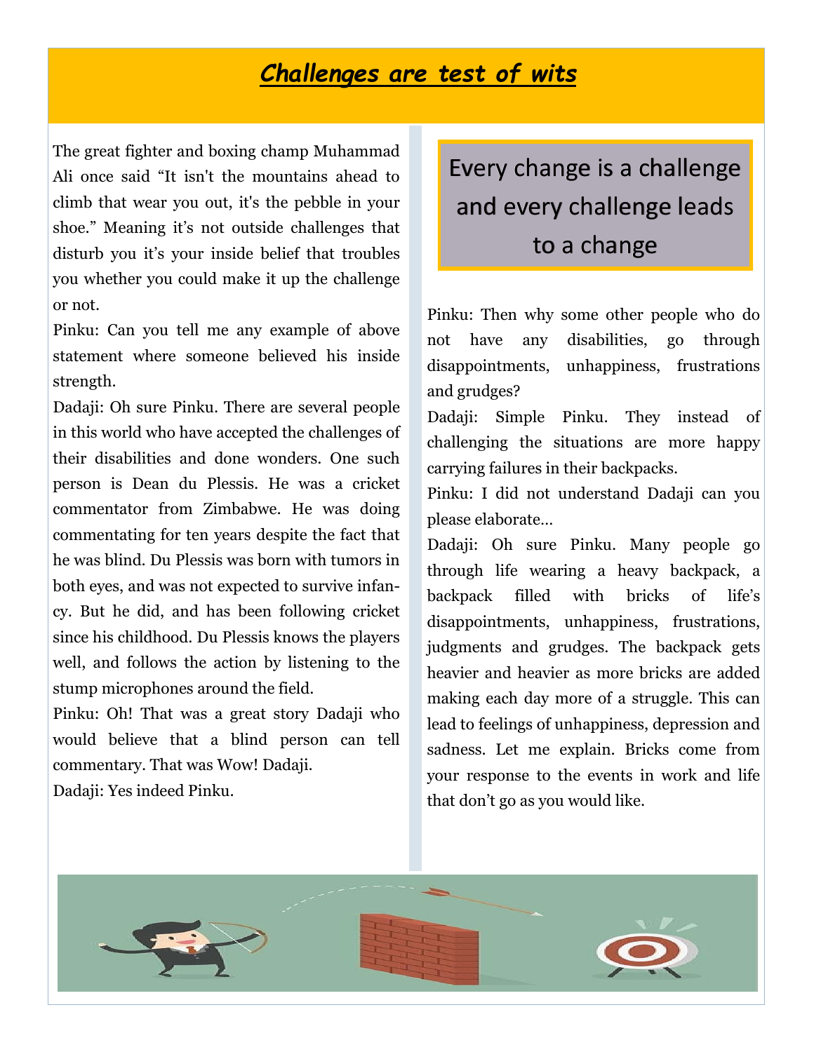# ***Challenges are test of wits***

The great fighter and boxing champ Muhammad Ali once said "It isn't the mountains ahead to climb that wear you out, it's the pebble in your shoe." Meaning it's not outside challenges that disturb you it's your inside belief that troubles you whether you could make it up the challenge or not.

Pinku: Can you tell me any example of above statement where someone believed his inside strength.

Dadaji: Oh sure Pinku. There are several people in this world who have accepted the challenges of their disabilities and done wonders. One such person is Dean du Plessis. He was a cricket commentator from Zimbabwe. He was doing commentating for ten years despite the fact that he was blind. Du Plessis was born with tumors in both eyes, and was not expected to survive infancy. But he did, and has been following cricket since his childhood. Du Plessis knows the players well, and follows the action by listening to the stump microphones around the field.

Pinku: Oh! That was a great story Dadaji who would believe that a blind person can tell commentary. That was Wow! Dadaji.

Dadaji: Yes indeed Pinku.

> Every change is a challenge and every challenge leads to a change

Pinku: Then why some other people who do not have any disabilities, go through disappointments, unhappiness, frustrations and grudges?

Dadaji: Simple Pinku. They instead of challenging the situations are more happy carrying failures in their backpacks.

Pinku: I did not understand Dadaji can you please elaborate…

Dadaji: Oh sure Pinku. Many people go through life wearing a heavy backpack, a backpack filled with bricks of life's disappointments, unhappiness, frustrations, judgments and grudges. The backpack gets heavier and heavier as more bricks are added making each day more of a struggle. This can lead to feelings of unhappiness, depression and sadness. Let me explain. Bricks come from your response to the events in work and life that don't go as you would like.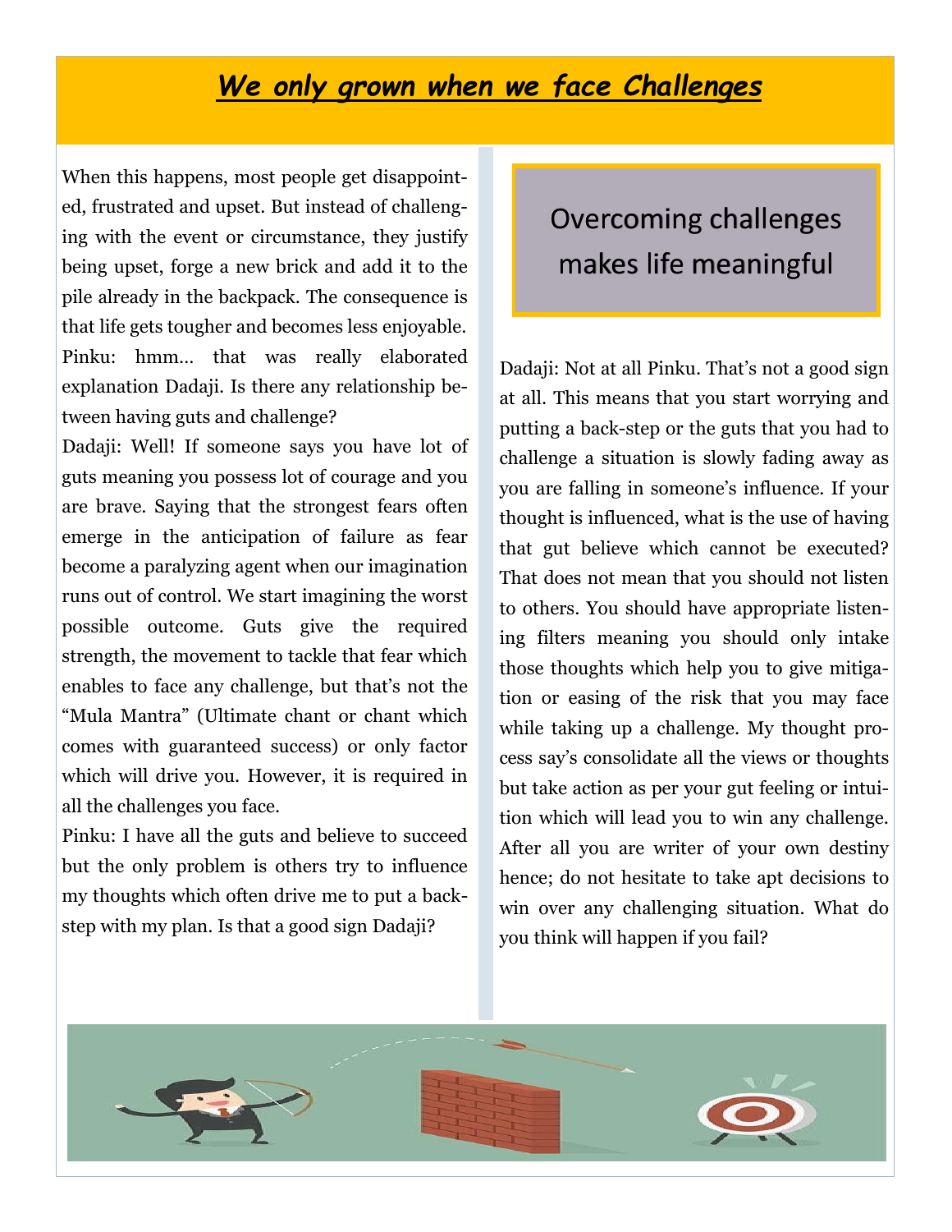# *We only grown when we face Challenges*

When this happens, most people get disappointed, frustrated and upset. But instead of challenging with the event or circumstance, they justify being upset, forge a new brick and add it to the pile already in the backpack. The consequence is that life gets tougher and becomes less enjoyable.

Pinku: hmm… that was really elaborated explanation Dadaji. Is there any relationship between having guts and challenge?

Dadaji: Well! If someone says you have lot of guts meaning you possess lot of courage and you are brave. Saying that the strongest fears often emerge in the anticipation of failure as fear become a paralyzing agent when our imagination runs out of control. We start imagining the worst possible outcome. Guts give the required strength, the movement to tackle that fear which enables to face any challenge, but that's not the "Mula Mantra" (Ultimate chant or chant which comes with guaranteed success) or only factor which will drive you. However, it is required in all the challenges you face.

Pinku: I have all the guts and believe to succeed but the only problem is others try to influence my thoughts which often drive me to put a back-step with my plan. Is that a good sign Dadaji?

> Overcoming challenges makes life meaningful

Dadaji: Not at all Pinku. That's not a good sign at all. This means that you start worrying and putting a back-step or the guts that you had to challenge a situation is slowly fading away as you are falling in someone's influence. If your thought is influenced, what is the use of having that gut believe which cannot be executed? That does not mean that you should not listen to others. You should have appropriate listening filters meaning you should only intake those thoughts which help you to give mitigation or easing of the risk that you may face while taking up a challenge. My thought process say's consolidate all the views or thoughts but take action as per your gut feeling or intuition which will lead you to win any challenge. After all you are writer of your own destiny hence; do not hesitate to take apt decisions to win over any challenging situation. What do you think will happen if you fail?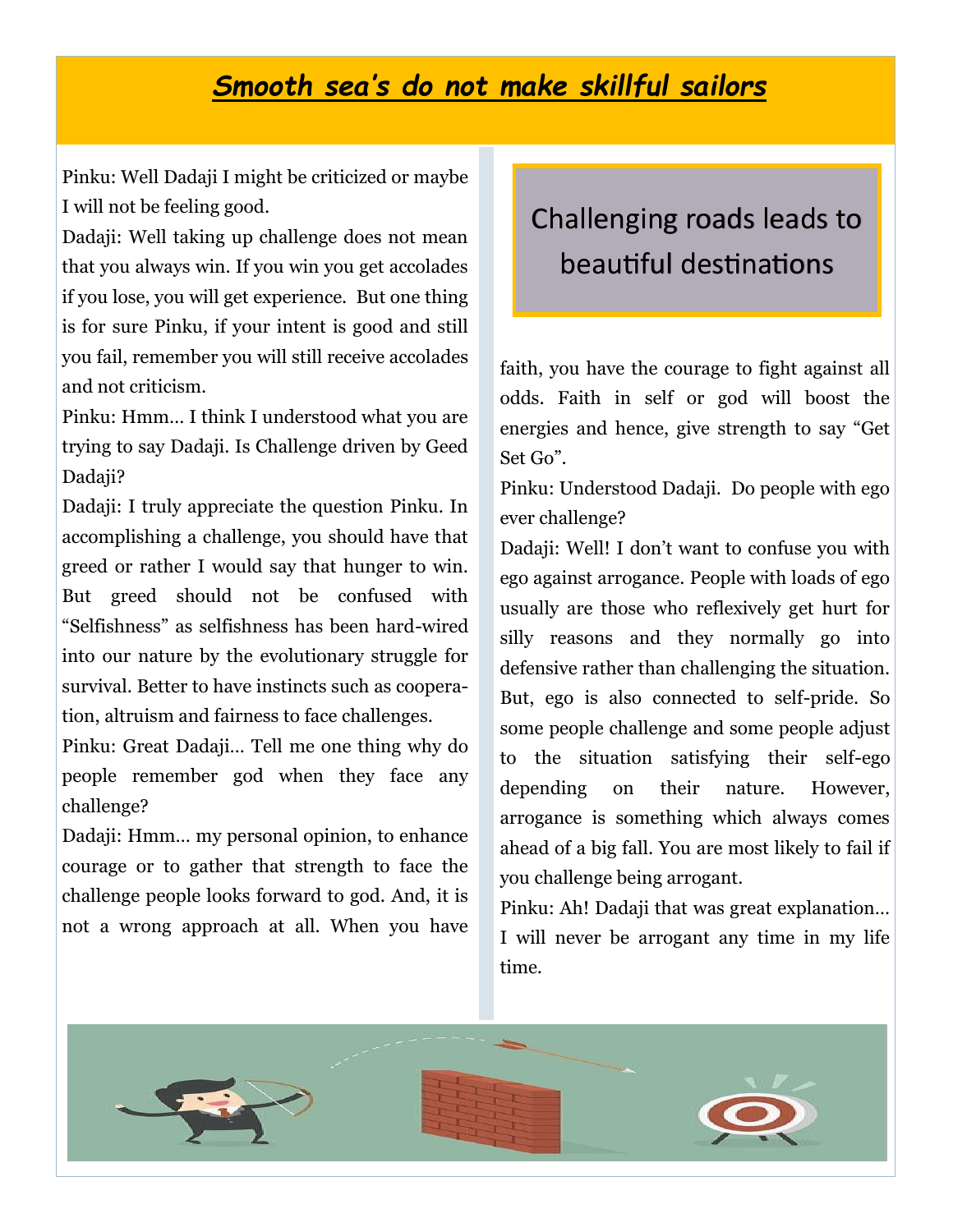# ***Smooth sea's do not make skillful sailors***

Pinku: Well Dadaji I might be criticized or maybe I will not be feeling good.

Dadaji: Well taking up challenge does not mean that you always win. If you win you get accolades if you lose, you will get experience. But one thing is for sure Pinku, if your intent is good and still you fail, remember you will still receive accolades and not criticism.

Pinku: Hmm… I think I understood what you are trying to say Dadaji. Is Challenge driven by Geed Dadaji?

Dadaji: I truly appreciate the question Pinku. In accomplishing a challenge, you should have that greed or rather I would say that hunger to win. But greed should not be confused with "Selfishness" as selfishness has been hard-wired into our nature by the evolutionary struggle for survival. Better to have instincts such as cooperation, altruism and fairness to face challenges.

Pinku: Great Dadaji… Tell me one thing why do people remember god when they face any challenge?

Dadaji: Hmm… my personal opinion, to enhance courage or to gather that strength to face the challenge people looks forward to god. And, it is not a wrong approach at all. When you have faith, you have the courage to fight against all odds. Faith in self or god will boost the energies and hence, give strength to say "Get Set Go".

> Challenging roads leads to beautiful destinations

Pinku: Understood Dadaji. Do people with ego ever challenge?

Dadaji: Well! I don't want to confuse you with ego against arrogance. People with loads of ego usually are those who reflexively get hurt for silly reasons and they normally go into defensive rather than challenging the situation. But, ego is also connected to self-pride. So some people challenge and some people adjust to the situation satisfying their self-ego depending on their nature. However, arrogance is something which always comes ahead of a big fall. You are most likely to fail if you challenge being arrogant.

Pinku: Ah! Dadaji that was great explanation… I will never be arrogant any time in my life time.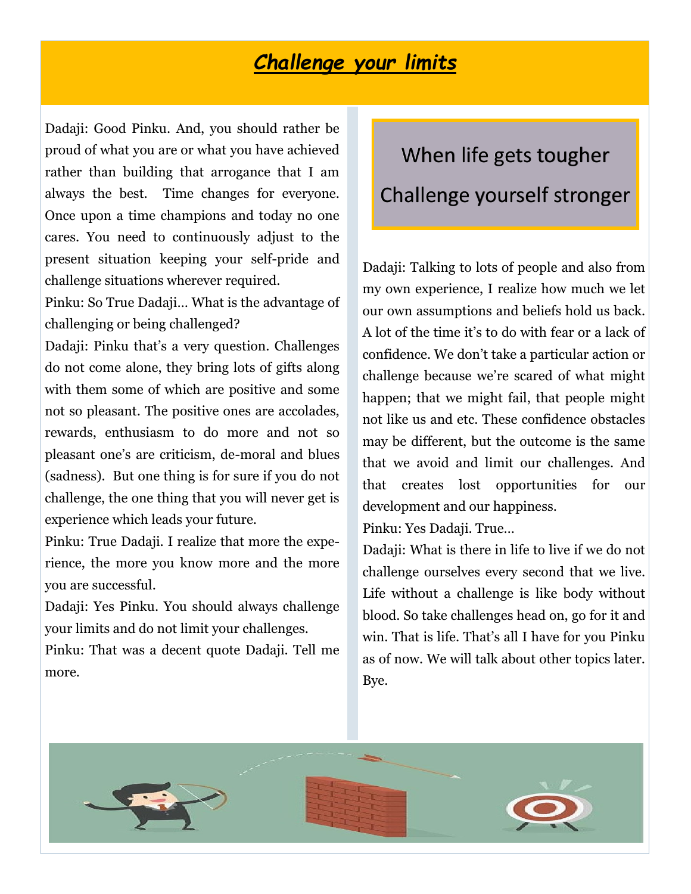# *Challenge your limits*

Dadaji: Good Pinku. And, you should rather be proud of what you are or what you have achieved rather than building that arrogance that I am always the best. Time changes for everyone. Once upon a time champions and today no one cares. You need to continuously adjust to the present situation keeping your self-pride and challenge situations wherever required.

Pinku: So True Dadaji… What is the advantage of challenging or being challenged?

Dadaji: Pinku that's a very question. Challenges do not come alone, they bring lots of gifts along with them some of which are positive and some not so pleasant. The positive ones are accolades, rewards, enthusiasm to do more and not so pleasant one's are criticism, de-moral and blues (sadness). But one thing is for sure if you do not challenge, the one thing that you will never get is experience which leads your future.

Pinku: True Dadaji. I realize that more the experience, the more you know more and the more you are successful.

Dadaji: Yes Pinku. You should always challenge your limits and do not limit your challenges.

Pinku: That was a decent quote Dadaji. Tell me more.

> When life gets tougher
> Challenge yourself stronger

Dadaji: Talking to lots of people and also from my own experience, I realize how much we let our own assumptions and beliefs hold us back. A lot of the time it's to do with fear or a lack of confidence. We don't take a particular action or challenge because we're scared of what might happen; that we might fail, that people might not like us and etc. These confidence obstacles may be different, but the outcome is the same that we avoid and limit our challenges. And that creates lost opportunities for our development and our happiness.

Pinku: Yes Dadaji. True…

Dadaji: What is there in life to live if we do not challenge ourselves every second that we live. Life without a challenge is like body without blood. So take challenges head on, go for it and win. That is life. That's all I have for you Pinku as of now. We will talk about other topics later. Bye.